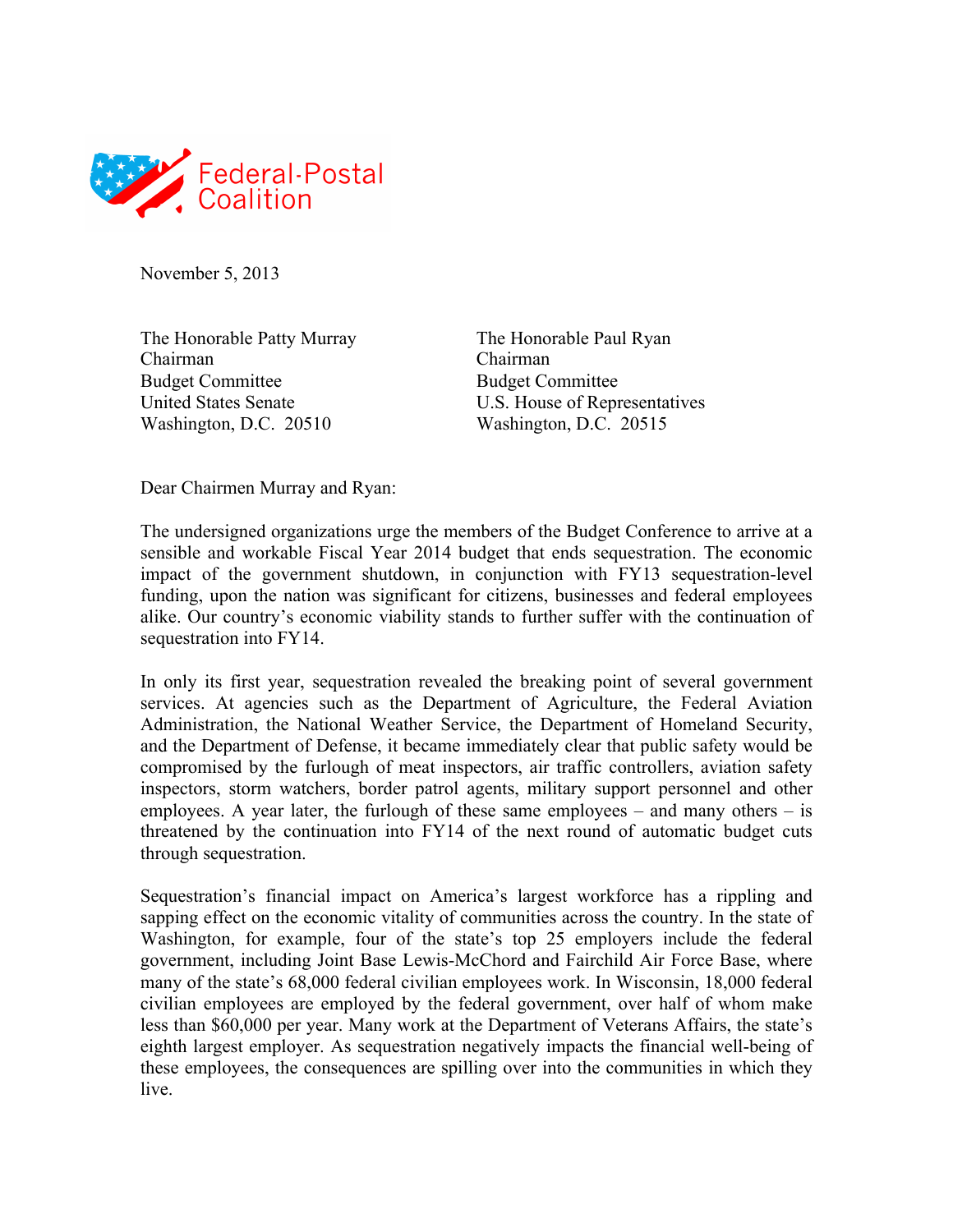Federal-Postal Coalition

November 5, 2013

The Honorable Patty Murray
Chairman
Budget Committee
United States Senate
Washington, D.C. 20510

The Honorable Paul Ryan
Chairman
Budget Committee
U.S. House of Representatives
Washington, D.C. 20515

Dear Chairmen Murray and Ryan:

The undersigned organizations urge the members of the Budget Conference to arrive at a sensible and workable Fiscal Year 2014 budget that ends sequestration. The economic impact of the government shutdown, in conjunction with FY13 sequestration-level funding, upon the nation was significant for citizens, businesses and federal employees alike. Our country's economic viability stands to further suffer with the continuation of sequestration into FY14.

In only its first year, sequestration revealed the breaking point of several government services. At agencies such as the Department of Agriculture, the Federal Aviation Administration, the National Weather Service, the Department of Homeland Security, and the Department of Defense, it became immediately clear that public safety would be compromised by the furlough of meat inspectors, air traffic controllers, aviation safety inspectors, storm watchers, border patrol agents, military support personnel and other employees. A year later, the furlough of these same employees – and many others – is threatened by the continuation into FY14 of the next round of automatic budget cuts through sequestration.

Sequestration's financial impact on America's largest workforce has a rippling and sapping effect on the economic vitality of communities across the country. In the state of Washington, for example, four of the state's top 25 employers include the federal government, including Joint Base Lewis-McChord and Fairchild Air Force Base, where many of the state's 68,000 federal civilian employees work. In Wisconsin, 18,000 federal civilian employees are employed by the federal government, over half of whom make less than $60,000 per year. Many work at the Department of Veterans Affairs, the state's eighth largest employer. As sequestration negatively impacts the financial well-being of these employees, the consequences are spilling over into the communities in which they live.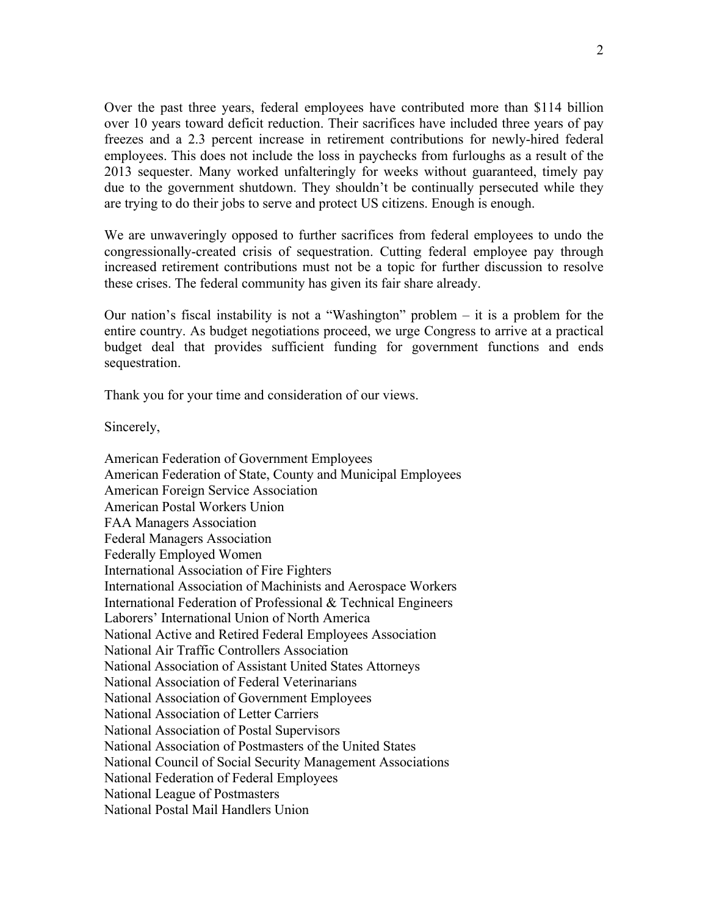Over the past three years, federal employees have contributed more than $114 billion over 10 years toward deficit reduction. Their sacrifices have included three years of pay freezes and a 2.3 percent increase in retirement contributions for newly-hired federal employees. This does not include the loss in paychecks from furloughs as a result of the 2013 sequester. Many worked unfalteringly for weeks without guaranteed, timely pay due to the government shutdown. They shouldn't be continually persecuted while they are trying to do their jobs to serve and protect US citizens. Enough is enough.

We are unwaveringly opposed to further sacrifices from federal employees to undo the congressionally-created crisis of sequestration. Cutting federal employee pay through increased retirement contributions must not be a topic for further discussion to resolve these crises. The federal community has given its fair share already.

Our nation's fiscal instability is not a "Washington" problem – it is a problem for the entire country. As budget negotiations proceed, we urge Congress to arrive at a practical budget deal that provides sufficient funding for government functions and ends sequestration.

Thank you for your time and consideration of our views.

Sincerely,

American Federation of Government Employees
American Federation of State, County and Municipal Employees
American Foreign Service Association
American Postal Workers Union
FAA Managers Association
Federal Managers Association
Federally Employed Women
International Association of Fire Fighters
International Association of Machinists and Aerospace Workers
International Federation of Professional & Technical Engineers
Laborers' International Union of North America
National Active and Retired Federal Employees Association
National Air Traffic Controllers Association
National Association of Assistant United States Attorneys
National Association of Federal Veterinarians
National Association of Government Employees
National Association of Letter Carriers
National Association of Postal Supervisors
National Association of Postmasters of the United States
National Council of Social Security Management Associations
National Federation of Federal Employees
National League of Postmasters
National Postal Mail Handlers Union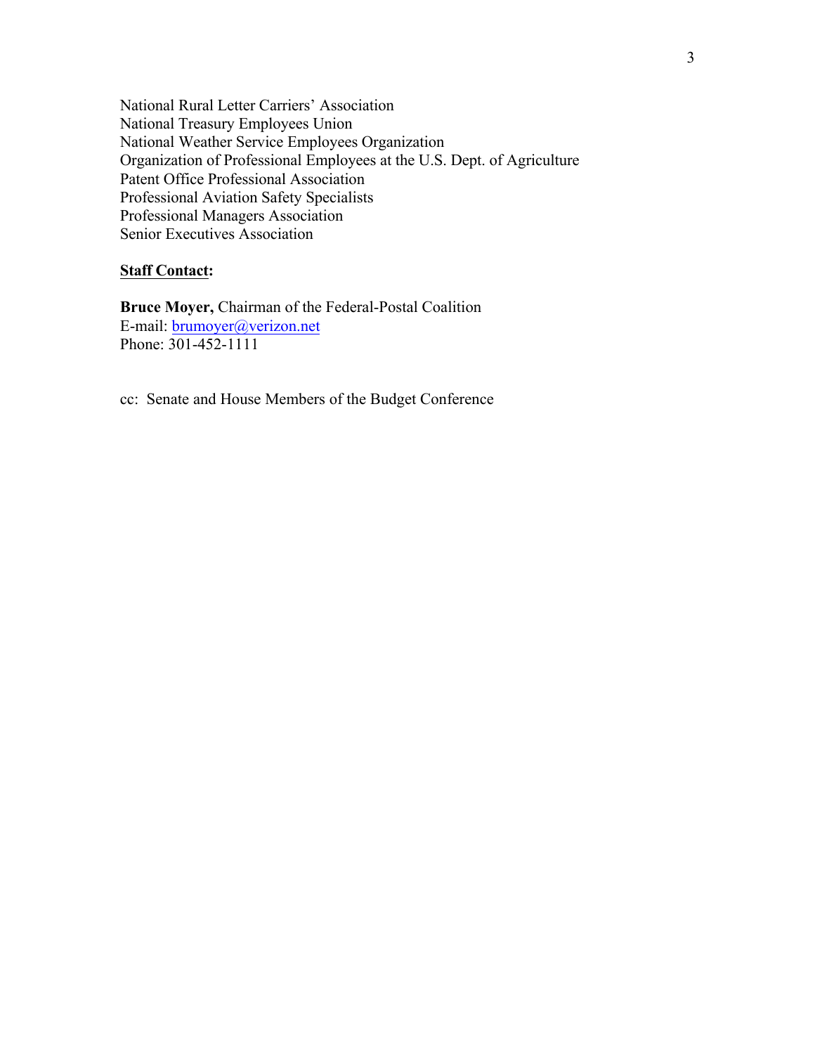National Rural Letter Carriers' Association
National Treasury Employees Union
National Weather Service Employees Organization
Organization of Professional Employees at the U.S. Dept. of Agriculture
Patent Office Professional Association
Professional Aviation Safety Specialists
Professional Managers Association
Senior Executives Association

**Staff Contact:**

**Bruce Moyer,** Chairman of the Federal-Postal Coalition
E-mail: brumoyer@verizon.net
Phone: 301-452-1111

cc: Senate and House Members of the Budget Conference